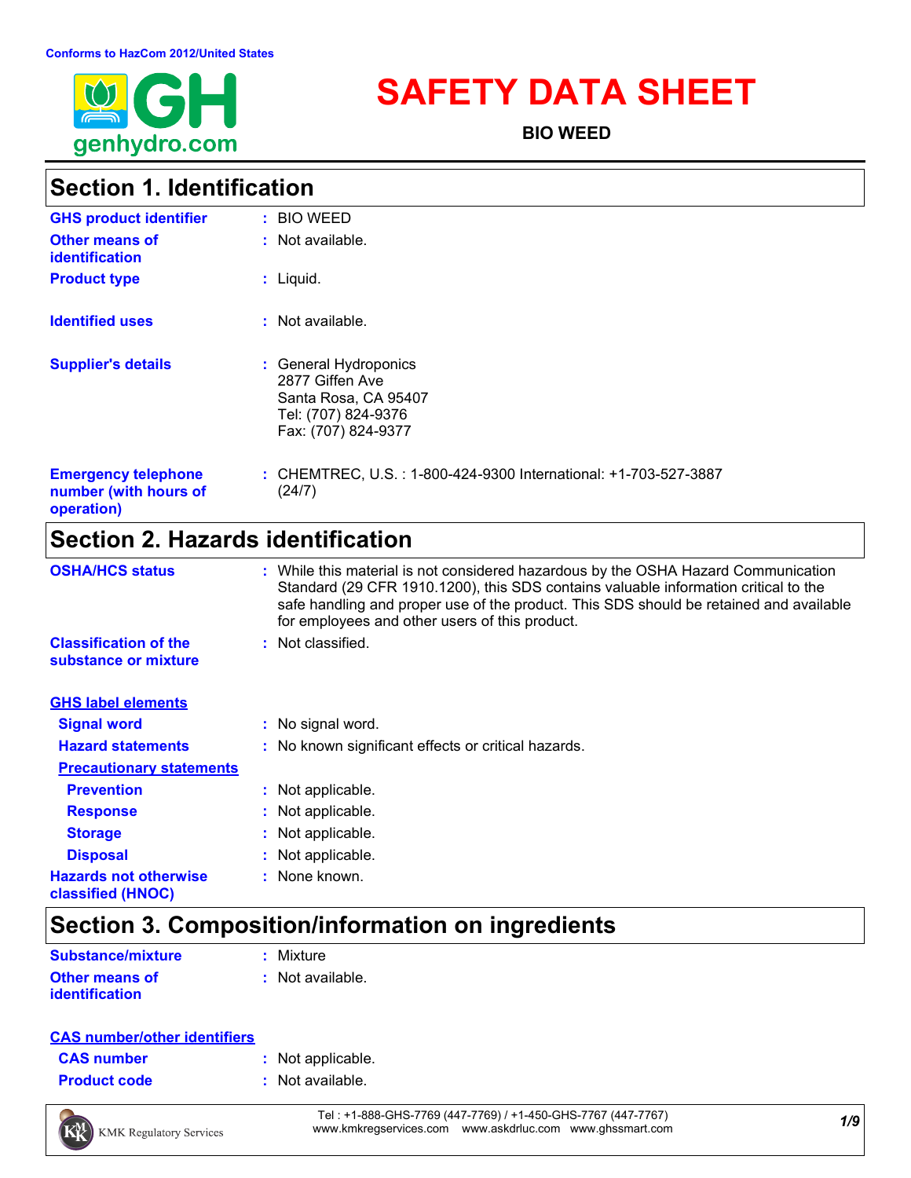Conforms to HazCom 2012/United States

# SAFETY DATA SHEET

**BIO WEED**

## Section 1. Identification

**GHS product identifier** : BIO WEED

**Other means of identification** : Not available.

**Product type** : Liquid.

**Identified uses** : Not available.

**Supplier's details** : General Hydroponics
2877 Giffen Ave
Santa Rosa, CA 95407
Tel: (707) 824-9376
Fax: (707) 824-9377

**Emergency telephone number (with hours of operation)** : CHEMTREC, U.S. : 1-800-424-9300 International: +1-703-527-3887 (24/7)

## Section 2. Hazards identification

**OSHA/HCS status** : While this material is not considered hazardous by the OSHA Hazard Communication Standard (29 CFR 1910.1200), this SDS contains valuable information critical to the safe handling and proper use of the product. This SDS should be retained and available for employees and other users of this product.

**Classification of the substance or mixture** : Not classified.

**GHS label elements**

**Signal word** : No signal word.

**Hazard statements** : No known significant effects or critical hazards.

**Precautionary statements**

**Prevention** : Not applicable.

**Response** : Not applicable.

**Storage** : Not applicable.

**Disposal** : Not applicable.

**Hazards not otherwise classified (HNOC)** : None known.

## Section 3. Composition/information on ingredients

**Substance/mixture** : Mixture

**Other means of identification** : Not available.

**CAS number/other identifiers**

**CAS number** : Not applicable.

**Product code** : Not available.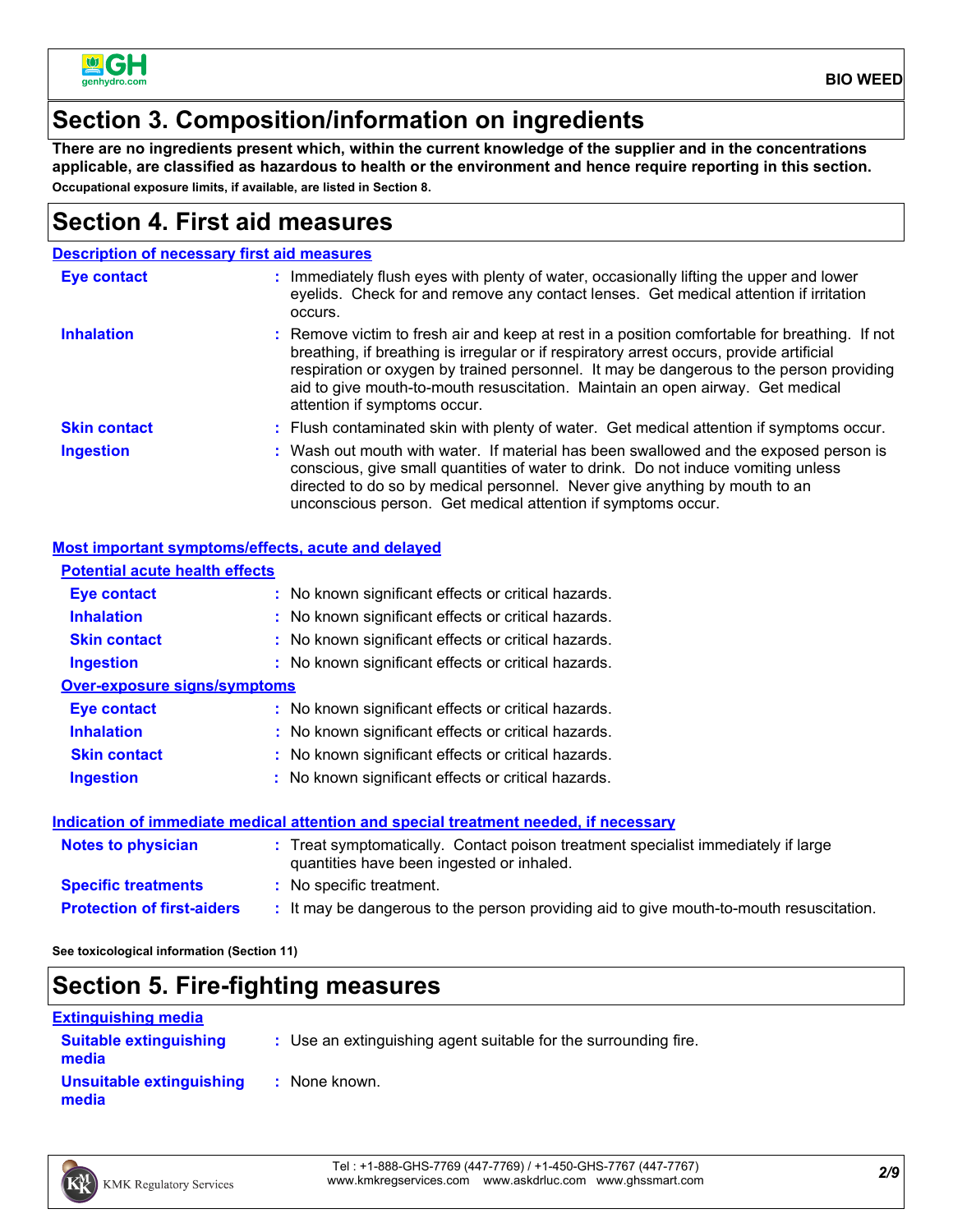## Section 3. Composition/information on ingredients

**There are no ingredients present which, within the current knowledge of the supplier and in the concentrations applicable, are classified as hazardous to health or the environment and hence require reporting in this section.**

**Occupational exposure limits, if available, are listed in Section 8.**

## Section 4. First aid measures

### Description of necessary first aid measures

| | |
|---|---|
| **Eye contact** | Immediately flush eyes with plenty of water, occasionally lifting the upper and lower eyelids. Check for and remove any contact lenses. Get medical attention if irritation occurs. |
| **Inhalation** | Remove victim to fresh air and keep at rest in a position comfortable for breathing. If not breathing, if breathing is irregular or if respiratory arrest occurs, provide artificial respiration or oxygen by trained personnel. It may be dangerous to the person providing aid to give mouth-to-mouth resuscitation. Maintain an open airway. Get medical attention if symptoms occur. |
| **Skin contact** | Flush contaminated skin with plenty of water. Get medical attention if symptoms occur. |
| **Ingestion** | Wash out mouth with water. If material has been swallowed and the exposed person is conscious, give small quantities of water to drink. Do not induce vomiting unless directed to do so by medical personnel. Never give anything by mouth to an unconscious person. Get medical attention if symptoms occur. |

### Most important symptoms/effects, acute and delayed

**Potential acute health effects**

| | |
|---|---|
| **Eye contact** | No known significant effects or critical hazards. |
| **Inhalation** | No known significant effects or critical hazards. |
| **Skin contact** | No known significant effects or critical hazards. |
| **Ingestion** | No known significant effects or critical hazards. |

**Over-exposure signs/symptoms**

| | |
|---|---|
| **Eye contact** | No known significant effects or critical hazards. |
| **Inhalation** | No known significant effects or critical hazards. |
| **Skin contact** | No known significant effects or critical hazards. |
| **Ingestion** | No known significant effects or critical hazards. |

### Indication of immediate medical attention and special treatment needed, if necessary

| | |
|---|---|
| **Notes to physician** | Treat symptomatically. Contact poison treatment specialist immediately if large quantities have been ingested or inhaled. |
| **Specific treatments** | No specific treatment. |
| **Protection of first-aiders** | It may be dangerous to the person providing aid to give mouth-to-mouth resuscitation. |

**See toxicological information (Section 11)**

## Section 5. Fire-fighting measures

### Extinguishing media

| | |
|---|---|
| **Suitable extinguishing media** | Use an extinguishing agent suitable for the surrounding fire. |
| **Unsuitable extinguishing media** | None known. |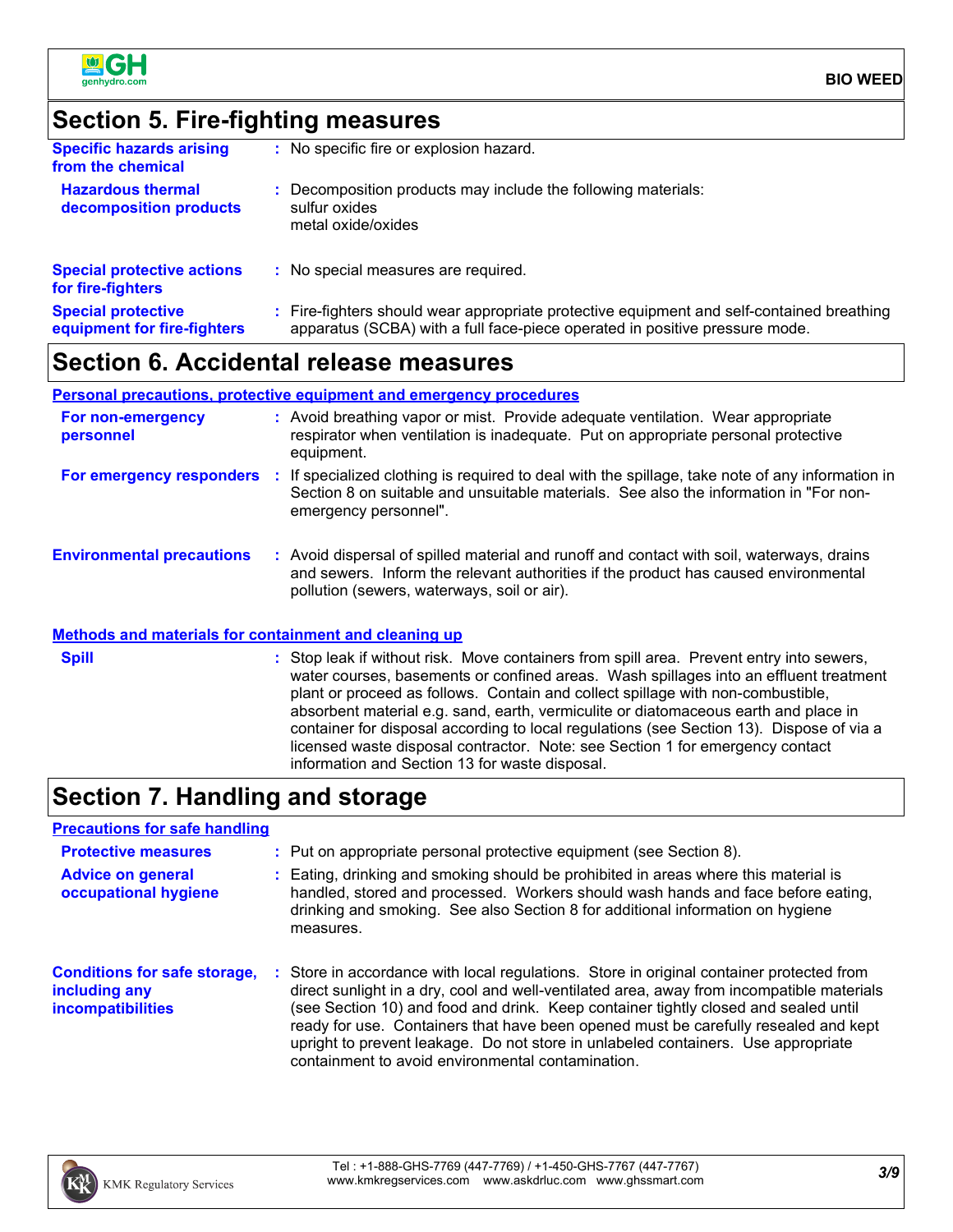## Section 5. Fire-fighting measures

**Specific hazards arising from the chemical** : No specific fire or explosion hazard.

**Hazardous thermal decomposition products** : Decomposition products may include the following materials:
sulfur oxides
metal oxide/oxides

**Special protective actions for fire-fighters** : No special measures are required.

**Special protective equipment for fire-fighters** : Fire-fighters should wear appropriate protective equipment and self-contained breathing apparatus (SCBA) with a full face-piece operated in positive pressure mode.

## Section 6. Accidental release measures

### Personal precautions, protective equipment and emergency procedures

**For non-emergency personnel** : Avoid breathing vapor or mist. Provide adequate ventilation. Wear appropriate respirator when ventilation is inadequate. Put on appropriate personal protective equipment.

**For emergency responders** : If specialized clothing is required to deal with the spillage, take note of any information in Section 8 on suitable and unsuitable materials. See also the information in "For non-emergency personnel".

**Environmental precautions** : Avoid dispersal of spilled material and runoff and contact with soil, waterways, drains and sewers. Inform the relevant authorities if the product has caused environmental pollution (sewers, waterways, soil or air).

### Methods and materials for containment and cleaning up

**Spill** : Stop leak if without risk. Move containers from spill area. Prevent entry into sewers, water courses, basements or confined areas. Wash spillages into an effluent treatment plant or proceed as follows. Contain and collect spillage with non-combustible, absorbent material e.g. sand, earth, vermiculite or diatomaceous earth and place in container for disposal according to local regulations (see Section 13). Dispose of via a licensed waste disposal contractor. Note: see Section 1 for emergency contact information and Section 13 for waste disposal.

## Section 7. Handling and storage

### Precautions for safe handling

**Protective measures** : Put on appropriate personal protective equipment (see Section 8).

**Advice on general occupational hygiene** : Eating, drinking and smoking should be prohibited in areas where this material is handled, stored and processed. Workers should wash hands and face before eating, drinking and smoking. See also Section 8 for additional information on hygiene measures.

**Conditions for safe storage, including any incompatibilities** : Store in accordance with local regulations. Store in original container protected from direct sunlight in a dry, cool and well-ventilated area, away from incompatible materials (see Section 10) and food and drink. Keep container tightly closed and sealed until ready for use. Containers that have been opened must be carefully resealed and kept upright to prevent leakage. Do not store in unlabeled containers. Use appropriate containment to avoid environmental contamination.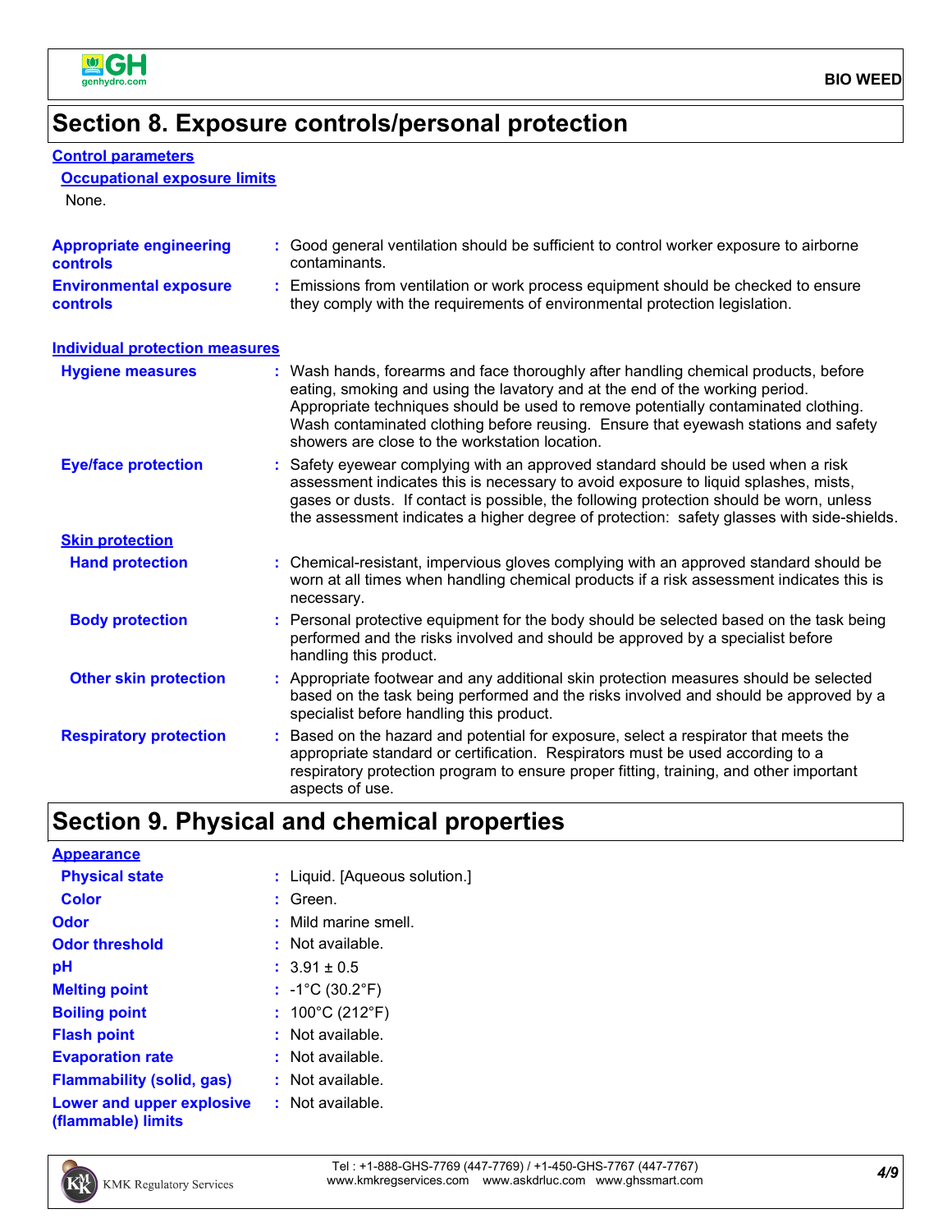## Section 8. Exposure controls/personal protection

### Control parameters

#### Occupational exposure limits

None.

**Appropriate engineering controls** : Good general ventilation should be sufficient to control worker exposure to airborne contaminants.

**Environmental exposure controls** : Emissions from ventilation or work process equipment should be checked to ensure they comply with the requirements of environmental protection legislation.

### Individual protection measures

**Hygiene measures** : Wash hands, forearms and face thoroughly after handling chemical products, before eating, smoking and using the lavatory and at the end of the working period. Appropriate techniques should be used to remove potentially contaminated clothing. Wash contaminated clothing before reusing. Ensure that eyewash stations and safety showers are close to the workstation location.

**Eye/face protection** : Safety eyewear complying with an approved standard should be used when a risk assessment indicates this is necessary to avoid exposure to liquid splashes, mists, gases or dusts. If contact is possible, the following protection should be worn, unless the assessment indicates a higher degree of protection: safety glasses with side-shields.

#### Skin protection

**Hand protection** : Chemical-resistant, impervious gloves complying with an approved standard should be worn at all times when handling chemical products if a risk assessment indicates this is necessary.

**Body protection** : Personal protective equipment for the body should be selected based on the task being performed and the risks involved and should be approved by a specialist before handling this product.

**Other skin protection** : Appropriate footwear and any additional skin protection measures should be selected based on the task being performed and the risks involved and should be approved by a specialist before handling this product.

**Respiratory protection** : Based on the hazard and potential for exposure, select a respirator that meets the appropriate standard or certification. Respirators must be used according to a respiratory protection program to ensure proper fitting, training, and other important aspects of use.

## Section 9. Physical and chemical properties

### Appearance

**Physical state** : Liquid. [Aqueous solution.]

**Color** : Green.

**Odor** : Mild marine smell.

**Odor threshold** : Not available.

**pH** : 3.91 ± 0.5

**Melting point** : -1°C (30.2°F)

**Boiling point** : 100°C (212°F)

**Flash point** : Not available.

**Evaporation rate** : Not available.

**Flammability (solid, gas)** : Not available.

**Lower and upper explosive (flammable) limits** : Not available.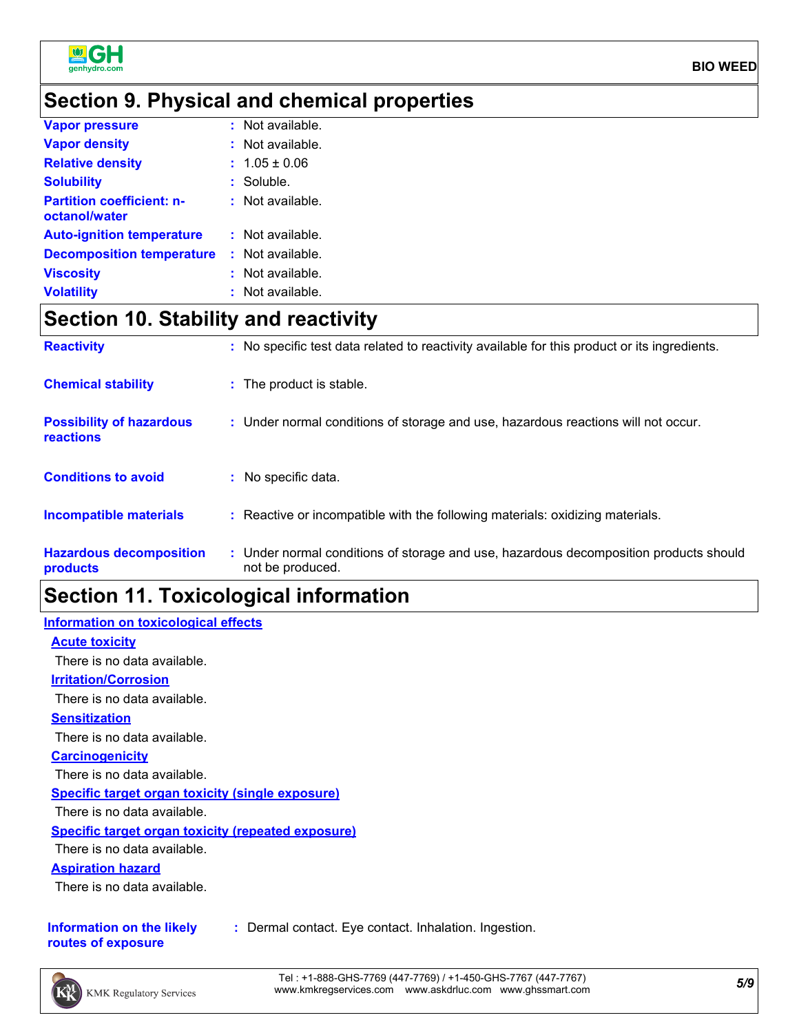## Section 9. Physical and chemical properties

| | |
|---|---|
| **Vapor pressure** | : Not available. |
| **Vapor density** | : Not available. |
| **Relative density** | : 1.05 ± 0.06 |
| **Solubility** | : Soluble. |
| **Partition coefficient: n-octanol/water** | : Not available. |
| **Auto-ignition temperature** | : Not available. |
| **Decomposition temperature** | : Not available. |
| **Viscosity** | : Not available. |
| **Volatility** | : Not available. |

## Section 10. Stability and reactivity

| | |
|---|---|
| **Reactivity** | : No specific test data related to reactivity available for this product or its ingredients. |
| **Chemical stability** | : The product is stable. |
| **Possibility of hazardous reactions** | : Under normal conditions of storage and use, hazardous reactions will not occur. |
| **Conditions to avoid** | : No specific data. |
| **Incompatible materials** | : Reactive or incompatible with the following materials: oxidizing materials. |
| **Hazardous decomposition products** | : Under normal conditions of storage and use, hazardous decomposition products should not be produced. |

## Section 11. Toxicological information

**Information on toxicological effects**

**Acute toxicity**

There is no data available.

**Irritation/Corrosion**

There is no data available.

**Sensitization**

There is no data available.

**Carcinogenicity**

There is no data available.

**Specific target organ toxicity (single exposure)**

There is no data available.

**Specific target organ toxicity (repeated exposure)**

There is no data available.

**Aspiration hazard**

There is no data available.

| | |
|---|---|
| **Information on the likely routes of exposure** | : Dermal contact. Eye contact. Inhalation. Ingestion. |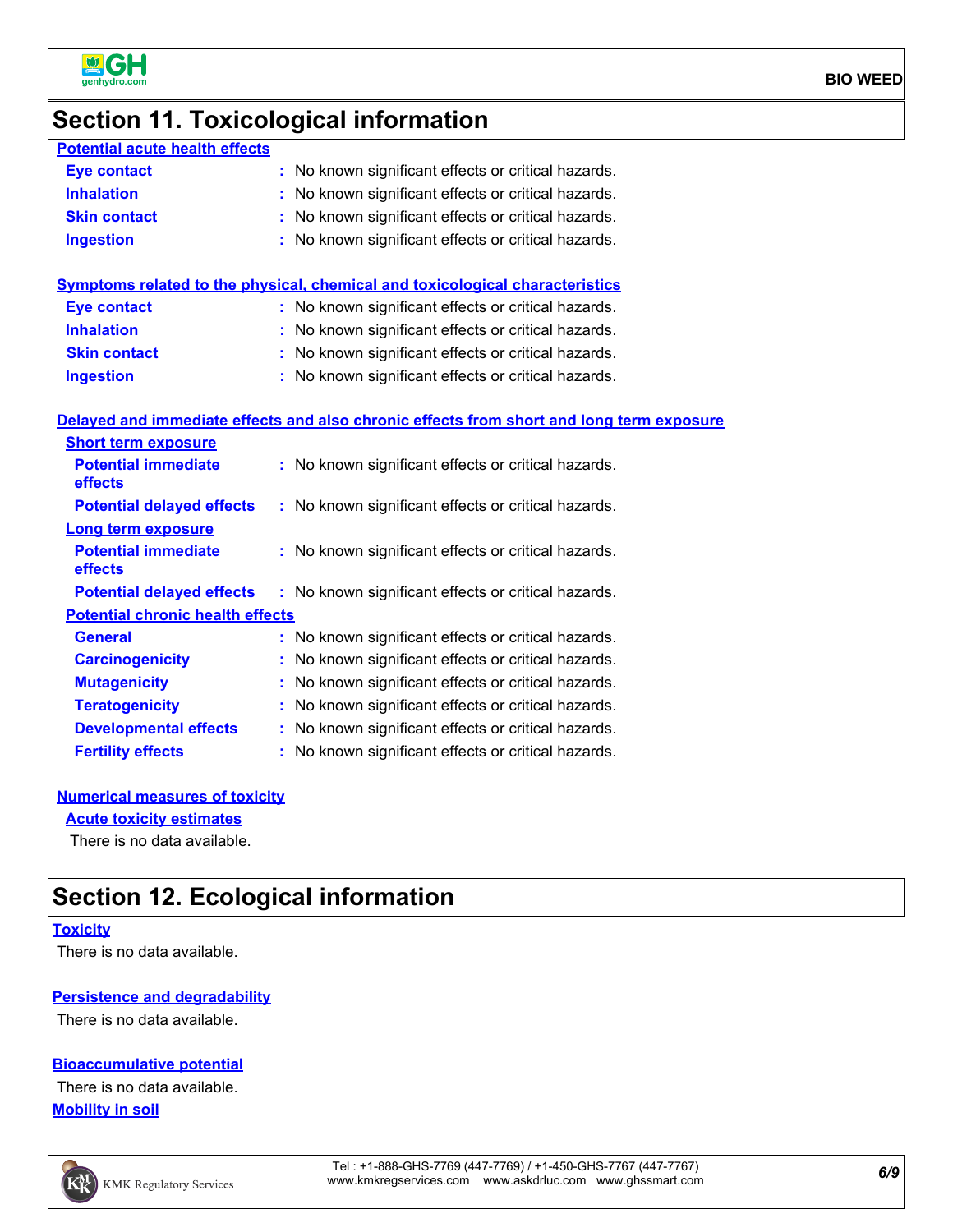## Section 11. Toxicological information

### Potential acute health effects

| | |
|---|---|
| **Eye contact** | : No known significant effects or critical hazards. |
| **Inhalation** | : No known significant effects or critical hazards. |
| **Skin contact** | : No known significant effects or critical hazards. |
| **Ingestion** | : No known significant effects or critical hazards. |

### Symptoms related to the physical, chemical and toxicological characteristics

| | |
|---|---|
| **Eye contact** | : No known significant effects or critical hazards. |
| **Inhalation** | : No known significant effects or critical hazards. |
| **Skin contact** | : No known significant effects or critical hazards. |
| **Ingestion** | : No known significant effects or critical hazards. |

### Delayed and immediate effects and also chronic effects from short and long term exposure

#### Short term exposure

| | |
|---|---|
| **Potential immediate effects** | : No known significant effects or critical hazards. |
| **Potential delayed effects** | : No known significant effects or critical hazards. |

#### Long term exposure

| | |
|---|---|
| **Potential immediate effects** | : No known significant effects or critical hazards. |
| **Potential delayed effects** | : No known significant effects or critical hazards. |

#### Potential chronic health effects

| | |
|---|---|
| **General** | : No known significant effects or critical hazards. |
| **Carcinogenicity** | : No known significant effects or critical hazards. |
| **Mutagenicity** | : No known significant effects or critical hazards. |
| **Teratogenicity** | : No known significant effects or critical hazards. |
| **Developmental effects** | : No known significant effects or critical hazards. |
| **Fertility effects** | : No known significant effects or critical hazards. |

### Numerical measures of toxicity

#### Acute toxicity estimates

There is no data available.

## Section 12. Ecological information

### Toxicity

There is no data available.

### Persistence and degradability

There is no data available.

### Bioaccumulative potential

There is no data available.

### Mobility in soil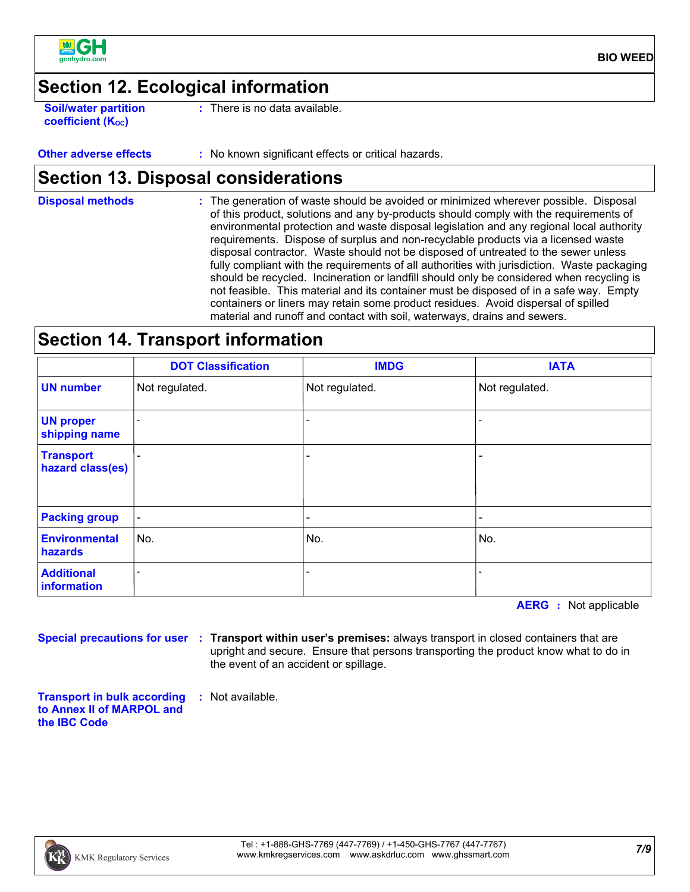## Section 12. Ecological information

**Soil/water partition coefficient ($K_{OC}$)** : There is no data available.

**Other adverse effects** : No known significant effects or critical hazards.

## Section 13. Disposal considerations

**Disposal methods** : The generation of waste should be avoided or minimized wherever possible. Disposal of this product, solutions and any by-products should comply with the requirements of environmental protection and waste disposal legislation and any regional local authority requirements. Dispose of surplus and non-recyclable products via a licensed waste disposal contractor. Waste should not be disposed of untreated to the sewer unless fully compliant with the requirements of all authorities with jurisdiction. Waste packaging should be recycled. Incineration or landfill should only be considered when recycling is not feasible. This material and its container must be disposed of in a safe way. Empty containers or liners may retain some product residues. Avoid dispersal of spilled material and runoff and contact with soil, waterways, drains and sewers.

## Section 14. Transport information

| | DOT Classification | IMDG | IATA |
|---|---|---|---|
| **UN number** | Not regulated. | Not regulated. | Not regulated. |
| **UN proper shipping name** | - | - | - |
| **Transport hazard class(es)** | - | - | - |
| **Packing group** | - | - | - |
| **Environmental hazards** | No. | No. | No. |
| **Additional information** | - | - | - |

**AERG** : Not applicable

**Special precautions for user** : **Transport within user's premises:** always transport in closed containers that are upright and secure. Ensure that persons transporting the product know what to do in the event of an accident or spillage.

**Transport in bulk according to Annex II of MARPOL and the IBC Code** : Not available.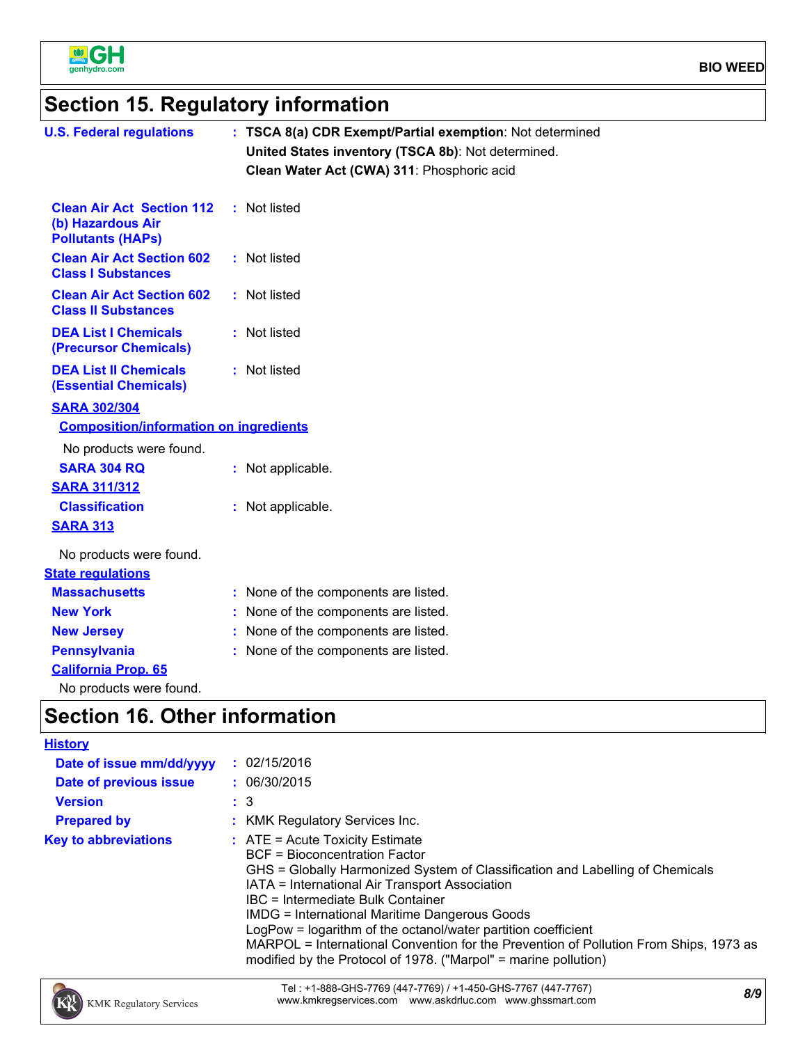## Section 15. Regulatory information

**U.S. Federal regulations** : **TSCA 8(a) CDR Exempt/Partial exemption**: Not determined

**United States inventory (TSCA 8b)**: Not determined.

**Clean Water Act (CWA) 311**: Phosphoric acid

**Clean Air Act Section 112 (b) Hazardous Air Pollutants (HAPs)** : Not listed

**Clean Air Act Section 602 Class I Substances** : Not listed

**Clean Air Act Section 602 Class II Substances** : Not listed

**DEA List I Chemicals (Precursor Chemicals)** : Not listed

**DEA List II Chemicals (Essential Chemicals)** : Not listed

**SARA 302/304**

**Composition/information on ingredients**

No products were found.

**SARA 304 RQ** : Not applicable.

**SARA 311/312**

**Classification** : Not applicable.

**SARA 313**

No products were found.

**State regulations**

**Massachusetts** : None of the components are listed.

**New York** : None of the components are listed.

**New Jersey** : None of the components are listed.

**Pennsylvania** : None of the components are listed.

**California Prop. 65**

No products were found.

## Section 16. Other information

**History**

**Date of issue mm/dd/yyyy** : 02/15/2016

**Date of previous issue** : 06/30/2015

**Version** : 3

**Prepared by** : KMK Regulatory Services Inc.

**Key to abbreviations** : ATE = Acute Toxicity Estimate
BCF = Bioconcentration Factor
GHS = Globally Harmonized System of Classification and Labelling of Chemicals
IATA = International Air Transport Association
IBC = Intermediate Bulk Container
IMDG = International Maritime Dangerous Goods
LogPow = logarithm of the octanol/water partition coefficient
MARPOL = International Convention for the Prevention of Pollution From Ships, 1973 as modified by the Protocol of 1978. ("Marpol" = marine pollution)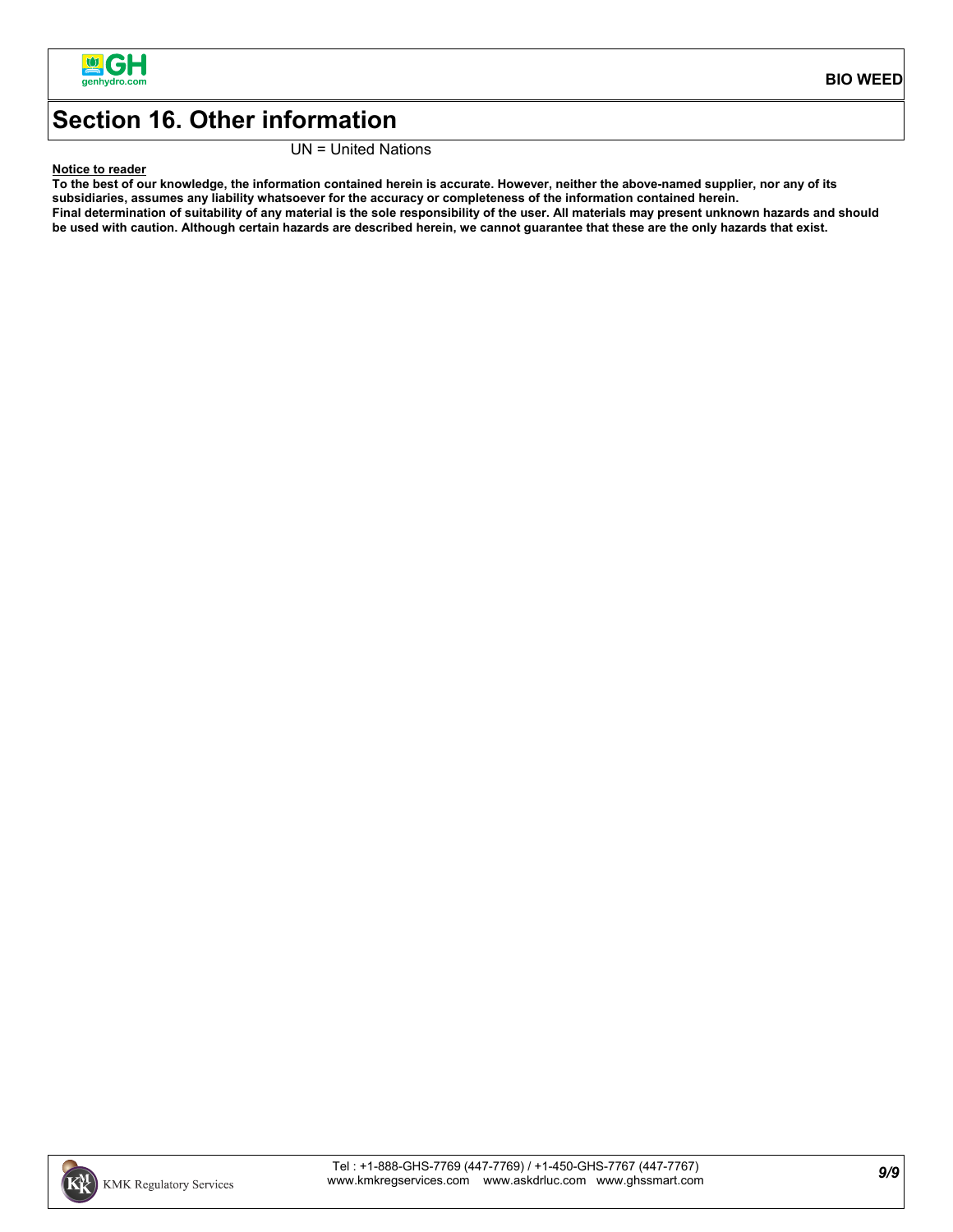# Section 16. Other information

UN = United Nations

**Notice to reader**

**To the best of our knowledge, the information contained herein is accurate. However, neither the above-named supplier, nor any of its subsidiaries, assumes any liability whatsoever for the accuracy or completeness of the information contained herein.**
**Final determination of suitability of any material is the sole responsibility of the user. All materials may present unknown hazards and should be used with caution. Although certain hazards are described herein, we cannot guarantee that these are the only hazards that exist.**